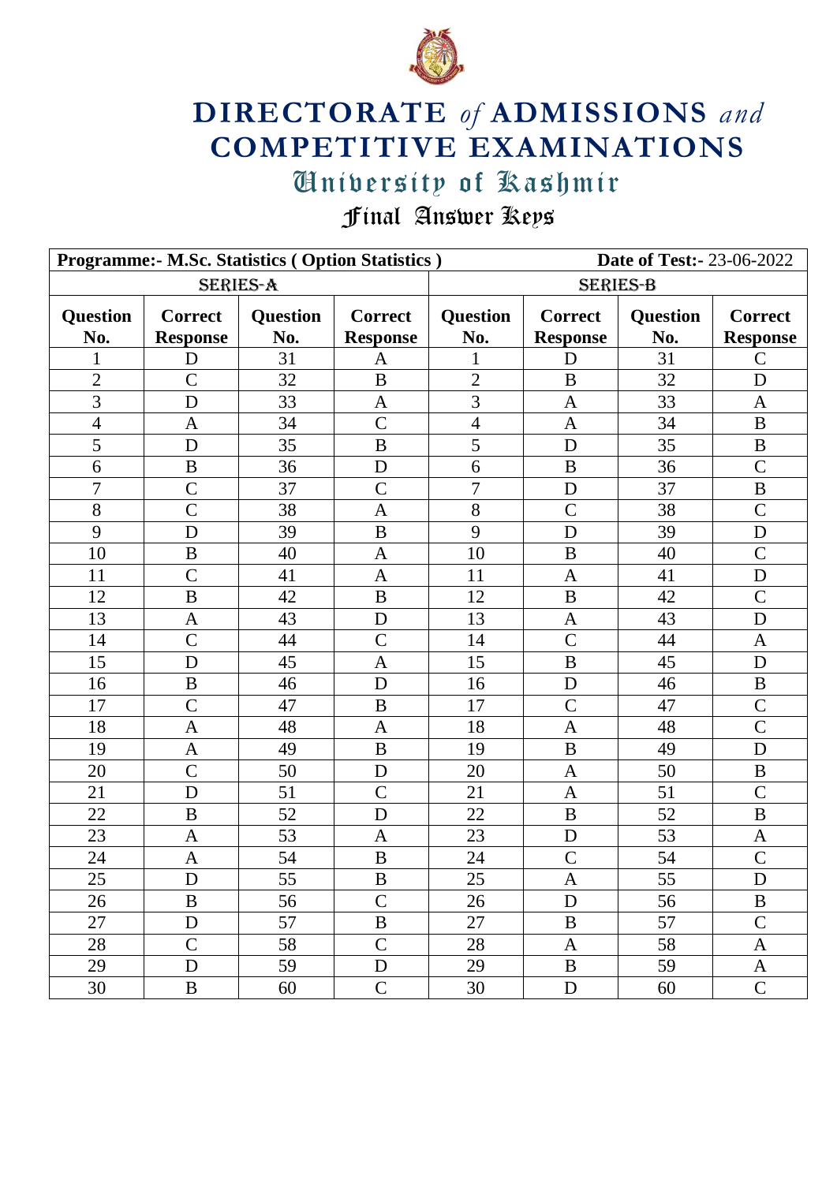# DIRECTORATE *of* ADMISSIONS *and* COMPETITIVE EXAMINATIONS

## University of Kashmir

## Final Answer Keys

| **Programme:- M.Sc. Statistics ( Option Statistics )** | | | | **Date of Test:-** 23-06-2022 | | | |
|---|---|---|---|---|---|---|---|
| SERIES-A | | | | SERIES-B | | | |
| **Question No.** | **Correct Response** | **Question No.** | **Correct Response** | **Question No.** | **Correct Response** | **Question No.** | **Correct Response** |
| 1 | D | 31 | A | 1 | D | 31 | C |
| 2 | C | 32 | B | 2 | B | 32 | D |
| 3 | D | 33 | A | 3 | A | 33 | A |
| 4 | A | 34 | C | 4 | A | 34 | B |
| 5 | D | 35 | B | 5 | D | 35 | B |
| 6 | B | 36 | D | 6 | B | 36 | C |
| 7 | C | 37 | C | 7 | D | 37 | B |
| 8 | C | 38 | A | 8 | C | 38 | C |
| 9 | D | 39 | B | 9 | D | 39 | D |
| 10 | B | 40 | A | 10 | B | 40 | C |
| 11 | C | 41 | A | 11 | A | 41 | D |
| 12 | B | 42 | B | 12 | B | 42 | C |
| 13 | A | 43 | D | 13 | A | 43 | D |
| 14 | C | 44 | C | 14 | C | 44 | A |
| 15 | D | 45 | A | 15 | B | 45 | D |
| 16 | B | 46 | D | 16 | D | 46 | B |
| 17 | C | 47 | B | 17 | C | 47 | C |
| 18 | A | 48 | A | 18 | A | 48 | C |
| 19 | A | 49 | B | 19 | B | 49 | D |
| 20 | C | 50 | D | 20 | A | 50 | B |
| 21 | D | 51 | C | 21 | A | 51 | C |
| 22 | B | 52 | D | 22 | B | 52 | B |
| 23 | A | 53 | A | 23 | D | 53 | A |
| 24 | A | 54 | B | 24 | C | 54 | C |
| 25 | D | 55 | B | 25 | A | 55 | D |
| 26 | B | 56 | C | 26 | D | 56 | B |
| 27 | D | 57 | B | 27 | B | 57 | C |
| 28 | C | 58 | C | 28 | A | 58 | A |
| 29 | D | 59 | D | 29 | B | 59 | A |
| 30 | B | 60 | C | 30 | D | 60 | C |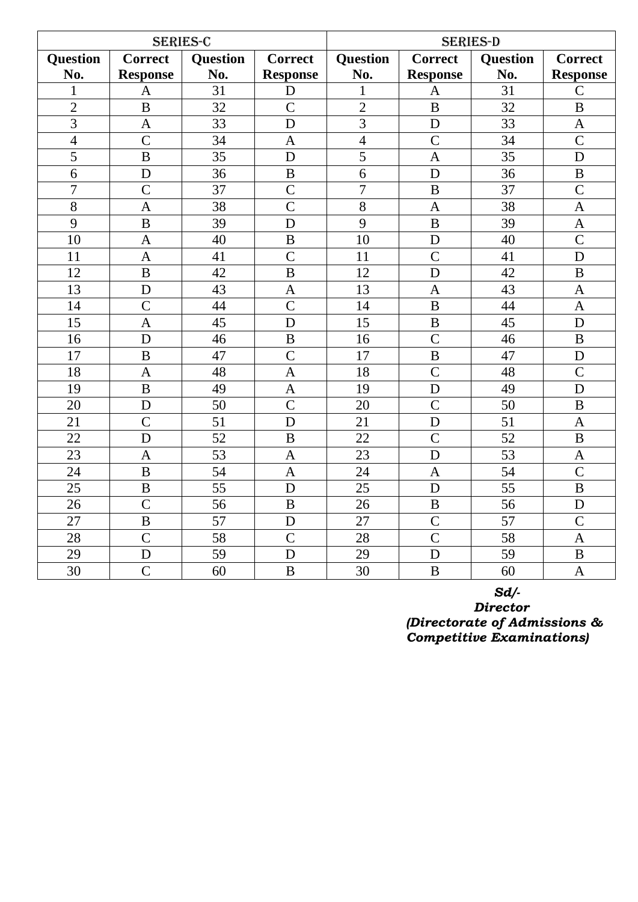| SERIES-C | | | | SERIES-D | | | |
|---|---|---|---|---|---|---|---|
| **Question No.** | **Correct Response** | **Question No.** | **Correct Response** | **Question No.** | **Correct Response** | **Question No.** | **Correct Response** |
| 1 | A | 31 | D | 1 | A | 31 | C |
| 2 | B | 32 | C | 2 | B | 32 | B |
| 3 | A | 33 | D | 3 | D | 33 | A |
| 4 | C | 34 | A | 4 | C | 34 | C |
| 5 | B | 35 | D | 5 | A | 35 | D |
| 6 | D | 36 | B | 6 | D | 36 | B |
| 7 | C | 37 | C | 7 | B | 37 | C |
| 8 | A | 38 | C | 8 | A | 38 | A |
| 9 | B | 39 | D | 9 | B | 39 | A |
| 10 | A | 40 | B | 10 | D | 40 | C |
| 11 | A | 41 | C | 11 | C | 41 | D |
| 12 | B | 42 | B | 12 | D | 42 | B |
| 13 | D | 43 | A | 13 | A | 43 | A |
| 14 | C | 44 | C | 14 | B | 44 | A |
| 15 | A | 45 | D | 15 | B | 45 | D |
| 16 | D | 46 | B | 16 | C | 46 | B |
| 17 | B | 47 | C | 17 | B | 47 | D |
| 18 | A | 48 | A | 18 | C | 48 | C |
| 19 | B | 49 | A | 19 | D | 49 | D |
| 20 | D | 50 | C | 20 | C | 50 | B |
| 21 | C | 51 | D | 21 | D | 51 | A |
| 22 | D | 52 | B | 22 | C | 52 | B |
| 23 | A | 53 | A | 23 | D | 53 | A |
| 24 | B | 54 | A | 24 | A | 54 | C |
| 25 | B | 55 | D | 25 | D | 55 | B |
| 26 | C | 56 | B | 26 | B | 56 | D |
| 27 | B | 57 | D | 27 | C | 57 | C |
| 28 | C | 58 | C | 28 | C | 58 | A |
| 29 | D | 59 | D | 29 | D | 59 | B |
| 30 | C | 60 | B | 30 | B | 60 | A |

***Sd/-***
***Director***
***(Directorate of Admissions & Competitive Examinations)***